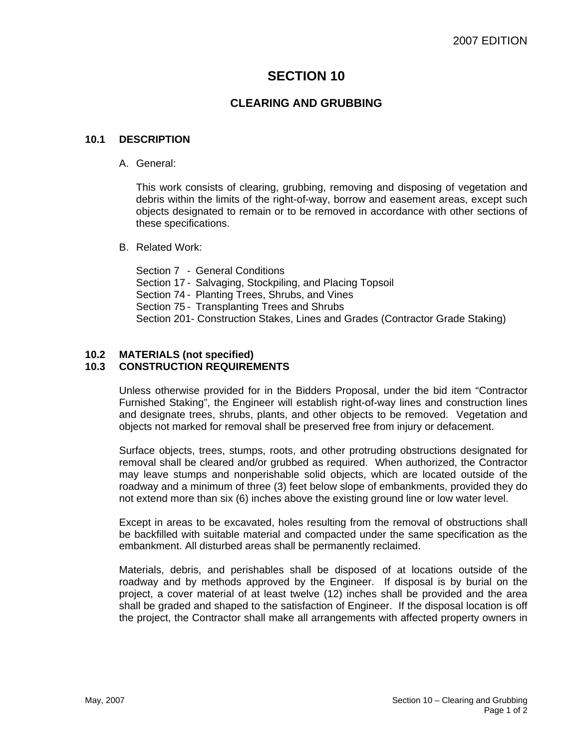# SECTION 10

## CLEARING AND GRUBBING

### 10.1 DESCRIPTION

A. General:

This work consists of clearing, grubbing, removing and disposing of vegetation and debris within the limits of the right-of-way, borrow and easement areas, except such objects designated to remain or to be removed in accordance with other sections of these specifications.

B. Related Work:

Section 7 - General Conditions
Section 17 - Salvaging, Stockpiling, and Placing Topsoil
Section 74 - Planting Trees, Shrubs, and Vines
Section 75 - Transplanting Trees and Shrubs
Section 201- Construction Stakes, Lines and Grades (Contractor Grade Staking)

### 10.2 MATERIALS (not specified)

### 10.3 CONSTRUCTION REQUIREMENTS

Unless otherwise provided for in the Bidders Proposal, under the bid item "Contractor Furnished Staking", the Engineer will establish right-of-way lines and construction lines and designate trees, shrubs, plants, and other objects to be removed. Vegetation and objects not marked for removal shall be preserved free from injury or defacement.

Surface objects, trees, stumps, roots, and other protruding obstructions designated for removal shall be cleared and/or grubbed as required. When authorized, the Contractor may leave stumps and nonperishable solid objects, which are located outside of the roadway and a minimum of three (3) feet below slope of embankments, provided they do not extend more than six (6) inches above the existing ground line or low water level.

Except in areas to be excavated, holes resulting from the removal of obstructions shall be backfilled with suitable material and compacted under the same specification as the embankment. All disturbed areas shall be permanently reclaimed.

Materials, debris, and perishables shall be disposed of at locations outside of the roadway and by methods approved by the Engineer. If disposal is by burial on the project, a cover material of at least twelve (12) inches shall be provided and the area shall be graded and shaped to the satisfaction of Engineer. If the disposal location is off the project, the Contractor shall make all arrangements with affected property owners in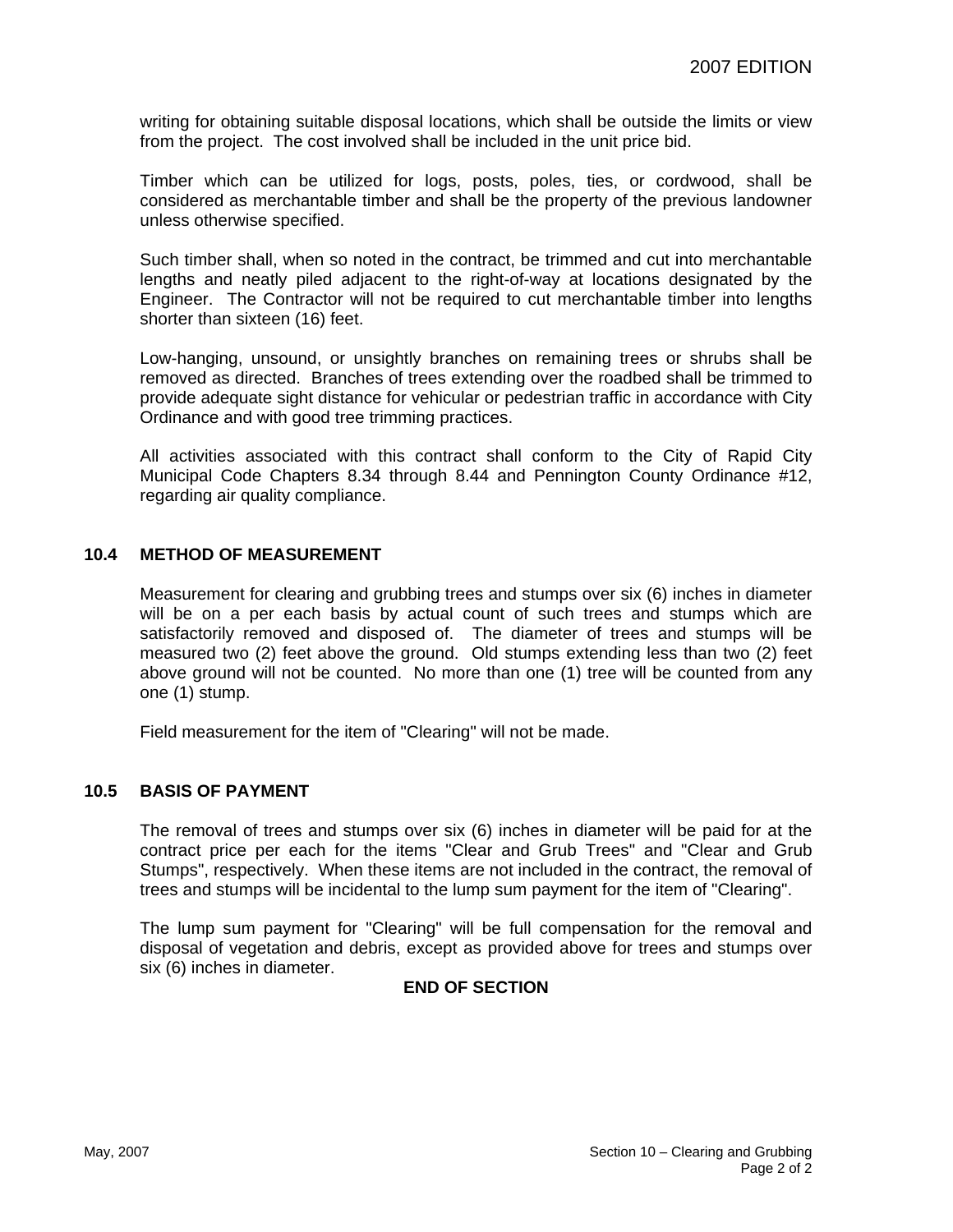writing for obtaining suitable disposal locations, which shall be outside the limits or view from the project. The cost involved shall be included in the unit price bid.

Timber which can be utilized for logs, posts, poles, ties, or cordwood, shall be considered as merchantable timber and shall be the property of the previous landowner unless otherwise specified.

Such timber shall, when so noted in the contract, be trimmed and cut into merchantable lengths and neatly piled adjacent to the right-of-way at locations designated by the Engineer. The Contractor will not be required to cut merchantable timber into lengths shorter than sixteen (16) feet.

Low-hanging, unsound, or unsightly branches on remaining trees or shrubs shall be removed as directed. Branches of trees extending over the roadbed shall be trimmed to provide adequate sight distance for vehicular or pedestrian traffic in accordance with City Ordinance and with good tree trimming practices.

All activities associated with this contract shall conform to the City of Rapid City Municipal Code Chapters 8.34 through 8.44 and Pennington County Ordinance #12, regarding air quality compliance.

## 10.4 METHOD OF MEASUREMENT

Measurement for clearing and grubbing trees and stumps over six (6) inches in diameter will be on a per each basis by actual count of such trees and stumps which are satisfactorily removed and disposed of. The diameter of trees and stumps will be measured two (2) feet above the ground. Old stumps extending less than two (2) feet above ground will not be counted. No more than one (1) tree will be counted from any one (1) stump.

Field measurement for the item of "Clearing" will not be made.

## 10.5 BASIS OF PAYMENT

The removal of trees and stumps over six (6) inches in diameter will be paid for at the contract price per each for the items "Clear and Grub Trees" and "Clear and Grub Stumps", respectively. When these items are not included in the contract, the removal of trees and stumps will be incidental to the lump sum payment for the item of "Clearing".

The lump sum payment for "Clearing" will be full compensation for the removal and disposal of vegetation and debris, except as provided above for trees and stumps over six (6) inches in diameter.

**END OF SECTION**